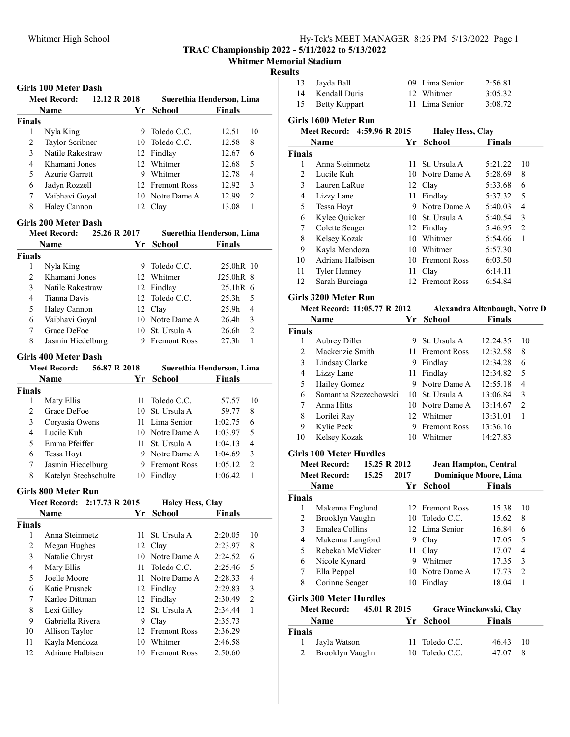TRAC Championship 2022 - 5/11/2022 to 5/13/2022

Whitmer Memorial Stadium

**Results**

### Girls 100 Meter Dash

Meet Record: 12.12 R 2018 — Suerethia Henderson, Lima

| | Name | Yr | School | Finals | |
|---|---|---|---|---|---|
| **Finals** | | | | | |
| 1 | Nyla King | 9 | Toledo C.C. | 12.51 | 10 |
| 2 | Taylor Scribner | 10 | Toledo C.C. | 12.58 | 8 |
| 3 | Natile Rakestraw | 12 | Findlay | 12.67 | 6 |
| 4 | Khamani Jones | 12 | Whitmer | 12.68 | 5 |
| 5 | Azurie Garrett | 9 | Whitmer | 12.78 | 4 |
| 6 | Jadyn Rozzell | 12 | Fremont Ross | 12.92 | 3 |
| 7 | Vaibhavi Goyal | 10 | Notre Dame A | 12.99 | 2 |
| 8 | Haley Cannon | 12 | Clay | 13.08 | 1 |

### Girls 200 Meter Dash

Meet Record: 25.26 R 2017 — Suerethia Henderson, Lima

| | Name | Yr | School | Finals | |
|---|---|---|---|---|---|
| **Finals** | | | | | |
| 1 | Nyla King | 9 | Toledo C.C. | 25.0hR | 10 |
| 2 | Khamani Jones | 12 | Whitmer | J25.0hR | 8 |
| 3 | Natile Rakestraw | 12 | Findlay | 25.1hR | 6 |
| 4 | Tianna Davis | 12 | Toledo C.C. | 25.3h | 5 |
| 5 | Haley Cannon | 12 | Clay | 25.9h | 4 |
| 6 | Vaibhavi Goyal | 10 | Notre Dame A | 26.4h | 3 |
| 7 | Grace DeFoe | 10 | St. Ursula A | 26.6h | 2 |
| 8 | Jasmin Hiedelburg | 9 | Fremont Ross | 27.3h | 1 |

### Girls 400 Meter Dash

Meet Record: 56.87 R 2018 — Suerethia Henderson, Lima

| | Name | Yr | School | Finals | |
|---|---|---|---|---|---|
| **Finals** | | | | | |
| 1 | Mary Ellis | 11 | Toledo C.C. | 57.57 | 10 |
| 2 | Grace DeFoe | 10 | St. Ursula A | 59.77 | 8 |
| 3 | Coryasia Owens | 11 | Lima Senior | 1:02.75 | 6 |
| 4 | Lucile Kuh | 10 | Notre Dame A | 1:03.97 | 5 |
| 5 | Emma Pfeiffer | 11 | St. Ursula A | 1:04.13 | 4 |
| 6 | Tessa Hoyt | 9 | Notre Dame A | 1:04.69 | 3 |
| 7 | Jasmin Hiedelburg | 9 | Fremont Ross | 1:05.12 | 2 |
| 8 | Katelyn Stechschulte | 10 | Findlay | 1:06.42 | 1 |

### Girls 800 Meter Run

Meet Record: 2:17.73 R 2015 — Haley Hess, Clay

| | Name | Yr | School | Finals | |
|---|---|---|---|---|---|
| **Finals** | | | | | |
| 1 | Anna Steinmetz | 11 | St. Ursula A | 2:20.05 | 10 |
| 2 | Megan Hughes | 12 | Clay | 2:23.97 | 8 |
| 3 | Natalie Chryst | 10 | Notre Dame A | 2:24.52 | 6 |
| 4 | Mary Ellis | 11 | Toledo C.C. | 2:25.46 | 5 |
| 5 | Joelle Moore | 11 | Notre Dame A | 2:28.33 | 4 |
| 6 | Katie Prusnek | 12 | Findlay | 2:29.83 | 3 |
| 7 | Karlee Dittman | 12 | Findlay | 2:30.49 | 2 |
| 8 | Lexi Gilley | 12 | St. Ursula A | 2:34.44 | 1 |
| 9 | Gabriella Rivera | 9 | Clay | 2:35.73 | |
| 10 | Allison Taylor | 12 | Fremont Ross | 2:36.29 | |
| 11 | Kayla Mendoza | 10 | Whitmer | 2:46.58 | |
| 12 | Adriane Halbisen | 10 | Fremont Ross | 2:50.60 | |
| 13 | Jayda Ball | 09 | Lima Senior | 2:56.81 | |
| 14 | Kendall Duris | 12 | Whitmer | 3:05.32 | |
| 15 | Betty Kuppart | 11 | Lima Senior | 3:08.72 | |

### Girls 1600 Meter Run

Meet Record: 4:59.96 R 2015 — Haley Hess, Clay

| | Name | Yr | School | Finals | |
|---|---|---|---|---|---|
| **Finals** | | | | | |
| 1 | Anna Steinmetz | 11 | St. Ursula A | 5:21.22 | 10 |
| 2 | Lucile Kuh | 10 | Notre Dame A | 5:28.69 | 8 |
| 3 | Lauren LaRue | 12 | Clay | 5:33.68 | 6 |
| 4 | Lizzy Lane | 11 | Findlay | 5:37.32 | 5 |
| 5 | Tessa Hoyt | 9 | Notre Dame A | 5:40.03 | 4 |
| 6 | Kylee Quicker | 10 | St. Ursula A | 5:40.54 | 3 |
| 7 | Colette Seager | 12 | Findlay | 5:46.95 | 2 |
| 8 | Kelsey Kozak | 10 | Whitmer | 5:54.66 | 1 |
| 9 | Kayla Mendoza | 10 | Whitmer | 5:57.30 | |
| 10 | Adriane Halbisen | 10 | Fremont Ross | 6:03.50 | |
| 11 | Tyler Henney | 11 | Clay | 6:14.11 | |
| 12 | Sarah Burciaga | 12 | Fremont Ross | 6:54.84 | |

### Girls 3200 Meter Run

Meet Record: 11:05.77 R 2012 — Alexandra Altenbaugh, Notre D

| | Name | Yr | School | Finals | |
|---|---|---|---|---|---|
| **Finals** | | | | | |
| 1 | Aubrey Diller | 9 | St. Ursula A | 12:24.35 | 10 |
| 2 | Mackenzie Smith | 11 | Fremont Ross | 12:32.58 | 8 |
| 3 | Lindsay Clarke | 9 | Findlay | 12:34.28 | 6 |
| 4 | Lizzy Lane | 11 | Findlay | 12:34.82 | 5 |
| 5 | Hailey Gomez | 9 | Notre Dame A | 12:55.18 | 4 |
| 6 | Samantha Szczechowski | 10 | St. Ursula A | 13:06.84 | 3 |
| 7 | Anna Hitts | 10 | Notre Dame A | 13:14.67 | 2 |
| 8 | Lorilei Ray | 12 | Whitmer | 13:31.01 | 1 |
| 9 | Kylie Peck | 9 | Fremont Ross | 13:36.16 | |
| 10 | Kelsey Kozak | 10 | Whitmer | 14:27.83 | |

### Girls 100 Meter Hurdles

Meet Record: 15.25 R 2012 — Jean Hampton, Central

Meet Record: 15.25 2017 — Dominique Moore, Lima

| | Name | Yr | School | Finals | |
|---|---|---|---|---|---|
| **Finals** | | | | | |
| 1 | Makenna Englund | 12 | Fremont Ross | 15.38 | 10 |
| 2 | Brooklyn Vaughn | 10 | Toledo C.C. | 15.62 | 8 |
| 3 | Emalea Collins | 12 | Lima Senior | 16.84 | 6 |
| 4 | Makenna Langford | 9 | Clay | 17.05 | 5 |
| 5 | Rebekah McVicker | 11 | Clay | 17.07 | 4 |
| 6 | Nicole Kynard | 9 | Whitmer | 17.35 | 3 |
| 7 | Ella Peppel | 10 | Notre Dame A | 17.73 | 2 |
| 8 | Corinne Seager | 10 | Findlay | 18.04 | 1 |

### Girls 300 Meter Hurdles

Meet Record: 45.01 R 2015 — Grace Winckowski, Clay

| | Name | Yr | School | Finals | |
|---|---|---|---|---|---|
| **Finals** | | | | | |
| 1 | Jayla Watson | 11 | Toledo C.C. | 46.43 | 10 |
| 2 | Brooklyn Vaughn | 10 | Toledo C.C. | 47.07 | 8 |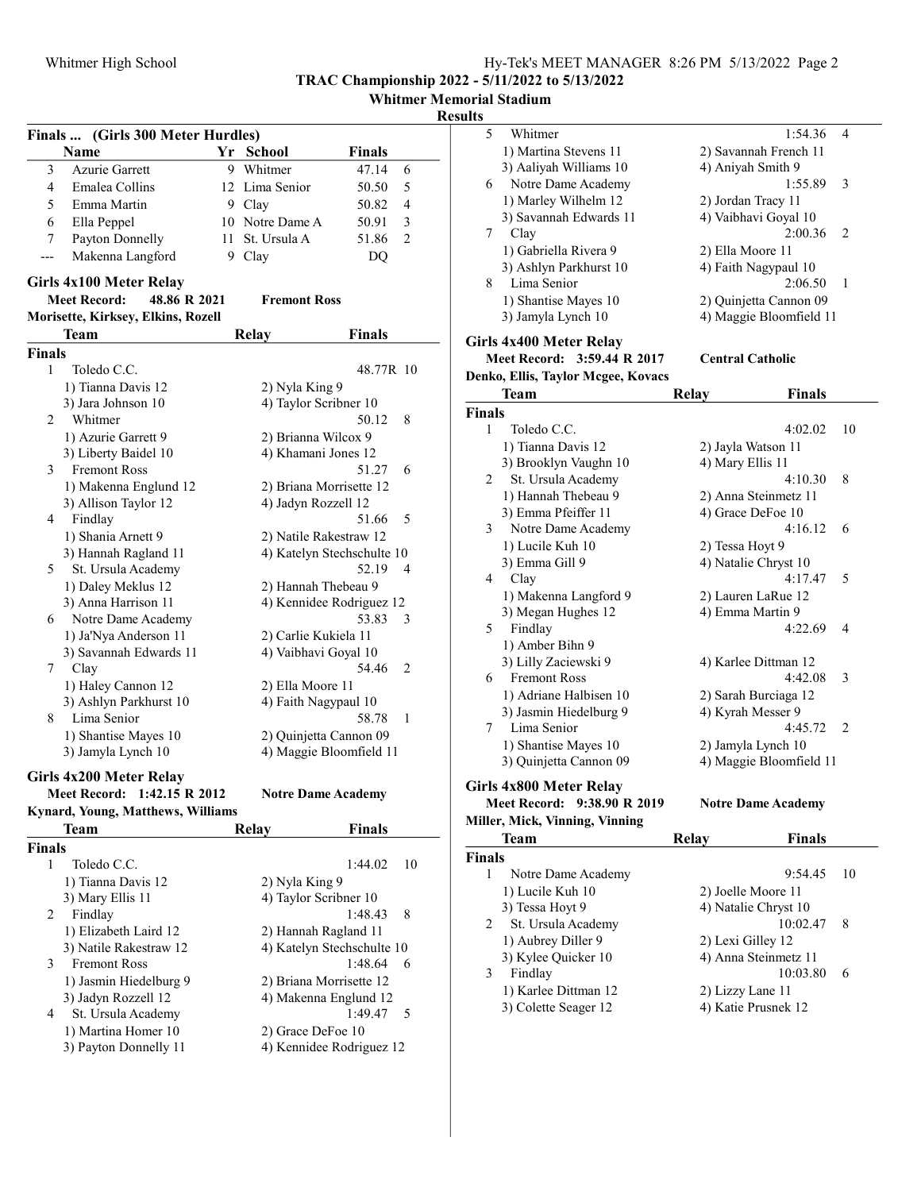## Finals ... (Girls 300 Meter Hurdles)

| | Name | Yr | School | Finals | |
|---|---|---|---|---|---|
| 3 | Azurie Garrett | 9 | Whitmer | 47.14 | 6 |
| 4 | Emalea Collins | 12 | Lima Senior | 50.50 | 5 |
| 5 | Emma Martin | 9 | Clay | 50.82 | 4 |
| 6 | Ella Peppel | 10 | Notre Dame A | 50.91 | 3 |
| 7 | Payton Donnelly | 11 | St. Ursula A | 51.86 | 2 |
| --- | Makenna Langford | 9 | Clay | DQ | |

## Girls 4x100 Meter Relay

**Meet Record: 48.86 R 2021 Fremont Ross**
**Morisette, Kirksey, Elkins, Rozell**

| | Team | Relay | Finals | |
|---|---|---|---|---|
| **Finals** | | | | |
| 1 | Toledo C.C. | | 48.77R | 10 |
| | 1) Tianna Davis 12 | 2) Nyla King 9 | | |
| | 3) Jara Johnson 10 | 4) Taylor Scribner 10 | | |
| 2 | Whitmer | | 50.12 | 8 |
| | 1) Azurie Garrett 9 | 2) Brianna Wilcox 9 | | |
| | 3) Liberty Baidel 10 | 4) Khamani Jones 12 | | |
| 3 | Fremont Ross | | 51.27 | 6 |
| | 1) Makenna Englund 12 | 2) Briana Morrisette 12 | | |
| | 3) Allison Taylor 12 | 4) Jadyn Rozzell 12 | | |
| 4 | Findlay | | 51.66 | 5 |
| | 1) Shania Arnett 9 | 2) Natile Rakestraw 12 | | |
| | 3) Hannah Ragland 11 | 4) Katelyn Stechschulte 10 | | |
| 5 | St. Ursula Academy | | 52.19 | 4 |
| | 1) Daley Meklus 12 | 2) Hannah Thebeau 9 | | |
| | 3) Anna Harrison 11 | 4) Kennidee Rodriguez 12 | | |
| 6 | Notre Dame Academy | | 53.83 | 3 |
| | 1) Ja'Nya Anderson 11 | 2) Carlie Kukiela 11 | | |
| | 3) Savannah Edwards 11 | 4) Vaibhavi Goyal 10 | | |
| 7 | Clay | | 54.46 | 2 |
| | 1) Haley Cannon 12 | 2) Ella Moore 11 | | |
| | 3) Ashlyn Parkhurst 10 | 4) Faith Nagypaul 10 | | |
| 8 | Lima Senior | | 58.78 | 1 |
| | 1) Shantise Mayes 10 | 2) Quinjetta Cannon 09 | | |
| | 3) Jamyla Lynch 10 | 4) Maggie Bloomfield 11 | | |

## Girls 4x200 Meter Relay

**Meet Record: 1:42.15 R 2012 Notre Dame Academy**
**Kynard, Young, Matthews, Williams**

| | Team | Relay | Finals | |
|---|---|---|---|---|
| **Finals** | | | | |
| 1 | Toledo C.C. | | 1:44.02 | 10 |
| | 1) Tianna Davis 12 | 2) Nyla King 9 | | |
| | 3) Mary Ellis 11 | 4) Taylor Scribner 10 | | |
| 2 | Findlay | | 1:48.43 | 8 |
| | 1) Elizabeth Laird 12 | 2) Hannah Ragland 11 | | |
| | 3) Natile Rakestraw 12 | 4) Katelyn Stechschulte 10 | | |
| 3 | Fremont Ross | | 1:48.64 | 6 |
| | 1) Jasmin Hiedelburg 9 | 2) Briana Morrisette 12 | | |
| | 3) Jadyn Rozzell 12 | 4) Makenna Englund 12 | | |
| 4 | St. Ursula Academy | | 1:49.47 | 5 |
| | 1) Martina Homer 10 | 2) Grace DeFoe 10 | | |
| | 3) Payton Donnelly 11 | 4) Kennidee Rodriguez 12 | | |
| 5 | Whitmer | | 1:54.36 | 4 |
| | 1) Martina Stevens 11 | 2) Savannah French 11 | | |
| | 3) Aaliyah Williams 10 | 4) Aniyah Smith 9 | | |
| 6 | Notre Dame Academy | | 1:55.89 | 3 |
| | 1) Marley Wilhelm 12 | 2) Jordan Tracy 11 | | |
| | 3) Savannah Edwards 11 | 4) Vaibhavi Goyal 10 | | |
| 7 | Clay | | 2:00.36 | 2 |
| | 1) Gabriella Rivera 9 | 2) Ella Moore 11 | | |
| | 3) Ashlyn Parkhurst 10 | 4) Faith Nagypaul 10 | | |
| 8 | Lima Senior | | 2:06.50 | 1 |
| | 1) Shantise Mayes 10 | 2) Quinjetta Cannon 09 | | |
| | 3) Jamyla Lynch 10 | 4) Maggie Bloomfield 11 | | |

## Girls 4x400 Meter Relay

**Meet Record: 3:59.44 R 2017 Central Catholic**
**Denko, Ellis, Taylor Mcgee, Kovacs**

| | Team | Relay | Finals | |
|---|---|---|---|---|
| **Finals** | | | | |
| 1 | Toledo C.C. | | 4:02.02 | 10 |
| | 1) Tianna Davis 12 | 2) Jayla Watson 11 | | |
| | 3) Brooklyn Vaughn 10 | 4) Mary Ellis 11 | | |
| 2 | St. Ursula Academy | | 4:10.30 | 8 |
| | 1) Hannah Thebeau 9 | 2) Anna Steinmetz 11 | | |
| | 3) Emma Pfeiffer 11 | 4) Grace DeFoe 10 | | |
| 3 | Notre Dame Academy | | 4:16.12 | 6 |
| | 1) Lucile Kuh 10 | 2) Tessa Hoyt 9 | | |
| | 3) Emma Gill 9 | 4) Natalie Chryst 10 | | |
| 4 | Clay | | 4:17.47 | 5 |
| | 1) Makenna Langford 9 | 2) Lauren LaRue 12 | | |
| | 3) Megan Hughes 12 | 4) Emma Martin 9 | | |
| 5 | Findlay | | 4:22.69 | 4 |
| | 1) Amber Bihn 9 | | | |
| | 3) Lilly Zaciewski 9 | 4) Karlee Dittman 12 | | |
| 6 | Fremont Ross | | 4:42.08 | 3 |
| | 1) Adriane Halbisen 10 | 2) Sarah Burciaga 12 | | |
| | 3) Jasmin Hiedelburg 9 | 4) Kyrah Messer 9 | | |
| 7 | Lima Senior | | 4:45.72 | 2 |
| | 1) Shantise Mayes 10 | 2) Jamyla Lynch 10 | | |
| | 3) Quinjetta Cannon 09 | 4) Maggie Bloomfield 11 | | |

## Girls 4x800 Meter Relay

**Meet Record: 9:38.90 R 2019 Notre Dame Academy**
**Miller, Mick, Vinning, Vinning**

| | Team | Relay | Finals | |
|---|---|---|---|---|
| **Finals** | | | | |
| 1 | Notre Dame Academy | | 9:54.45 | 10 |
| | 1) Lucile Kuh 10 | 2) Joelle Moore 11 | | |
| | 3) Tessa Hoyt 9 | 4) Natalie Chryst 10 | | |
| 2 | St. Ursula Academy | | 10:02.47 | 8 |
| | 1) Aubrey Diller 9 | 2) Lexi Gilley 12 | | |
| | 3) Kylee Quicker 10 | 4) Anna Steinmetz 11 | | |
| 3 | Findlay | | 10:03.80 | 6 |
| | 1) Karlee Dittman 12 | 2) Lizzy Lane 11 | | |
| | 3) Colette Seager 12 | 4) Katie Prusnek 12 | | |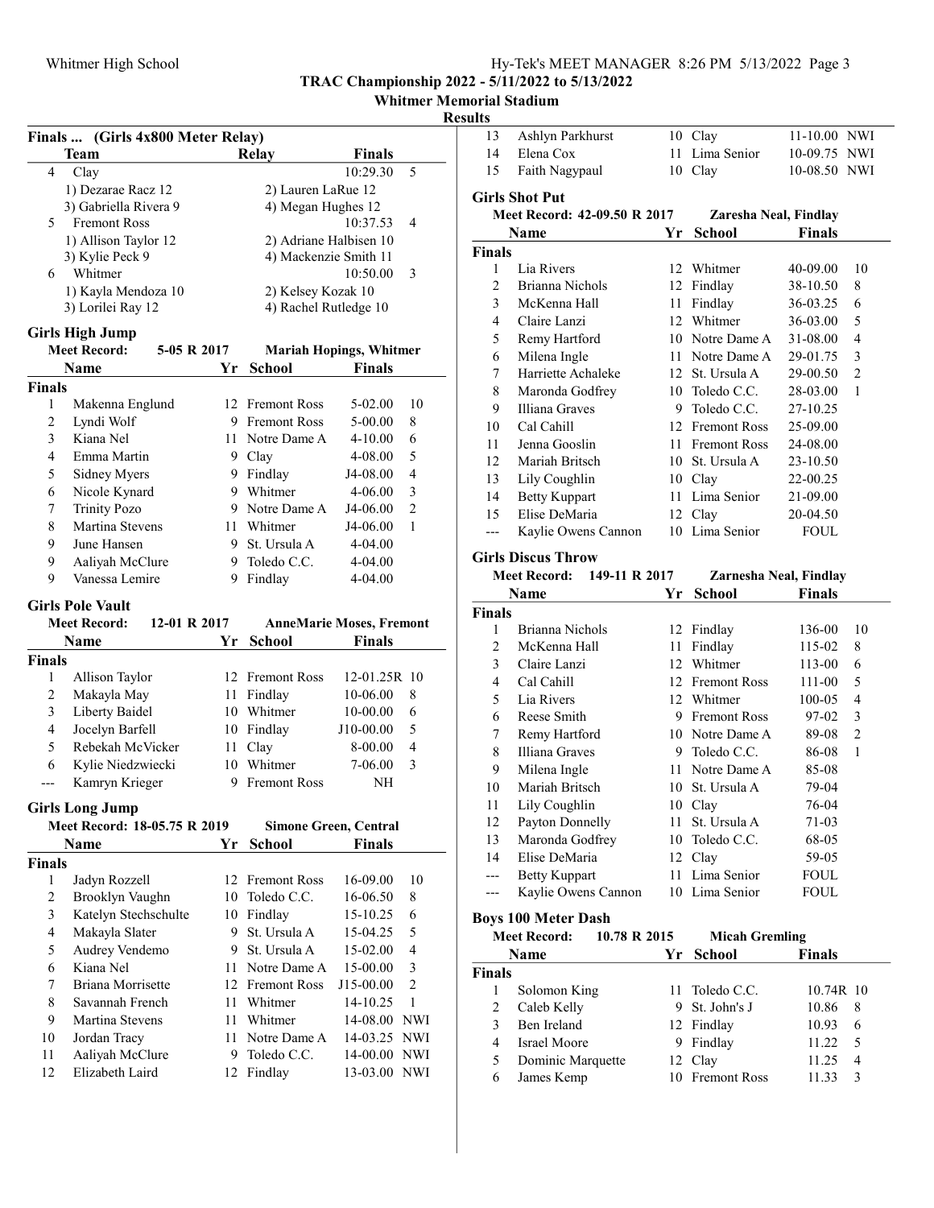## TRAC Championship 2022 - 5/11/2022 to 5/13/2022

**Whitmer Memorial Stadium**

**Results**

### Finals ... (Girls 4x800 Meter Relay)

| | Team | Relay | Finals | |
|---|---|---|---|---|
| 4 | Clay | | 10:29.30 | 5 |
| | 1) Dezarae Racz 12 | 2) Lauren LaRue 12 | | |
| | 3) Gabriella Rivera 9 | 4) Megan Hughes 12 | | |
| 5 | Fremont Ross | | 10:37.53 | 4 |
| | 1) Allison Taylor 12 | 2) Adriane Halbisen 10 | | |
| | 3) Kylie Peck 9 | 4) Mackenzie Smith 11 | | |
| 6 | Whitmer | | 10:50.00 | 3 |
| | 1) Kayla Mendoza 10 | 2) Kelsey Kozak 10 | | |
| | 3) Lorilei Ray 12 | 4) Rachel Rutledge 10 | | |

### Girls High Jump

Meet Record: 5-05 R 2017 Mariah Hopings, Whitmer

| | Name | Yr | School | Finals | |
|---|---|---|---|---|---|
| **Finals** | | | | | |
| 1 | Makenna Englund | 12 | Fremont Ross | 5-02.00 | 10 |
| 2 | Lyndi Wolf | 9 | Fremont Ross | 5-00.00 | 8 |
| 3 | Kiana Nel | 11 | Notre Dame A | 4-10.00 | 6 |
| 4 | Emma Martin | 9 | Clay | 4-08.00 | 5 |
| 5 | Sidney Myers | 9 | Findlay | J4-08.00 | 4 |
| 6 | Nicole Kynard | 9 | Whitmer | 4-06.00 | 3 |
| 7 | Trinity Pozo | 9 | Notre Dame A | J4-06.00 | 2 |
| 8 | Martina Stevens | 11 | Whitmer | J4-06.00 | 1 |
| 9 | June Hansen | 9 | St. Ursula A | 4-04.00 | |
| 9 | Aaliyah McClure | 9 | Toledo C.C. | 4-04.00 | |
| 9 | Vanessa Lemire | 9 | Findlay | 4-04.00 | |

### Girls Pole Vault

Meet Record: 12-01 R 2017 AnneMarie Moses, Fremont

| | Name | Yr | School | Finals | |
|---|---|---|---|---|---|
| **Finals** | | | | | |
| 1 | Allison Taylor | 12 | Fremont Ross | 12-01.25R | 10 |
| 2 | Makayla May | 11 | Findlay | 10-06.00 | 8 |
| 3 | Liberty Baidel | 10 | Whitmer | 10-00.00 | 6 |
| 4 | Jocelyn Barfell | 10 | Findlay | J10-00.00 | 5 |
| 5 | Rebekah McVicker | 11 | Clay | 8-00.00 | 4 |
| 6 | Kylie Niedzwiecki | 10 | Whitmer | 7-06.00 | 3 |
| --- | Kamryn Krieger | 9 | Fremont Ross | NH | |

### Girls Long Jump

Meet Record: 18-05.75 R 2019 Simone Green, Central

| | Name | Yr | School | Finals | |
|---|---|---|---|---|---|
| **Finals** | | | | | |
| 1 | Jadyn Rozzell | 12 | Fremont Ross | 16-09.00 | 10 |
| 2 | Brooklyn Vaughn | 10 | Toledo C.C. | 16-06.50 | 8 |
| 3 | Katelyn Stechschulte | 10 | Findlay | 15-10.25 | 6 |
| 4 | Makayla Slater | 9 | St. Ursula A | 15-04.25 | 5 |
| 5 | Audrey Vendemo | 9 | St. Ursula A | 15-02.00 | 4 |
| 6 | Kiana Nel | 11 | Notre Dame A | 15-00.00 | 3 |
| 7 | Briana Morrisette | 12 | Fremont Ross | J15-00.00 | 2 |
| 8 | Savannah French | 11 | Whitmer | 14-10.25 | 1 |
| 9 | Martina Stevens | 11 | Whitmer | 14-08.00 | NWI |
| 10 | Jordan Tracy | 11 | Notre Dame A | 14-03.25 | NWI |
| 11 | Aaliyah McClure | 9 | Toledo C.C. | 14-00.00 | NWI |
| 12 | Elizabeth Laird | 12 | Findlay | 13-03.00 | NWI |
| 13 | Ashlyn Parkhurst | 10 | Clay | 11-10.00 | NWI |
| 14 | Elena Cox | 11 | Lima Senior | 10-09.75 | NWI |
| 15 | Faith Nagypaul | 10 | Clay | 10-08.50 | NWI |

### Girls Shot Put

Meet Record: 42-09.50 R 2017 Zaresha Neal, Findlay

| | Name | Yr | School | Finals | |
|---|---|---|---|---|---|
| **Finals** | | | | | |
| 1 | Lia Rivers | 12 | Whitmer | 40-09.00 | 10 |
| 2 | Brianna Nichols | 12 | Findlay | 38-10.50 | 8 |
| 3 | McKenna Hall | 11 | Findlay | 36-03.25 | 6 |
| 4 | Claire Lanzi | 12 | Whitmer | 36-03.00 | 5 |
| 5 | Remy Hartford | 10 | Notre Dame A | 31-08.00 | 4 |
| 6 | Milena Ingle | 11 | Notre Dame A | 29-01.75 | 3 |
| 7 | Harriette Achaleke | 12 | St. Ursula A | 29-00.50 | 2 |
| 8 | Maronda Godfrey | 10 | Toledo C.C. | 28-03.00 | 1 |
| 9 | Illiana Graves | 9 | Toledo C.C. | 27-10.25 | |
| 10 | Cal Cahill | 12 | Fremont Ross | 25-09.00 | |
| 11 | Jenna Gooslin | 11 | Fremont Ross | 24-08.00 | |
| 12 | Mariah Britsch | 10 | St. Ursula A | 23-10.50 | |
| 13 | Lily Coughlin | 10 | Clay | 22-00.25 | |
| 14 | Betty Kuppart | 11 | Lima Senior | 21-09.00 | |
| 15 | Elise DeMaria | 12 | Clay | 20-04.50 | |
| --- | Kaylie Owens Cannon | 10 | Lima Senior | FOUL | |

### Girls Discus Throw

Meet Record: 149-11 R 2017 Zarnesha Neal, Findlay

| | Name | Yr | School | Finals | |
|---|---|---|---|---|---|
| **Finals** | | | | | |
| 1 | Brianna Nichols | 12 | Findlay | 136-00 | 10 |
| 2 | McKenna Hall | 11 | Findlay | 115-02 | 8 |
| 3 | Claire Lanzi | 12 | Whitmer | 113-00 | 6 |
| 4 | Cal Cahill | 12 | Fremont Ross | 111-00 | 5 |
| 5 | Lia Rivers | 12 | Whitmer | 100-05 | 4 |
| 6 | Reese Smith | 9 | Fremont Ross | 97-02 | 3 |
| 7 | Remy Hartford | 10 | Notre Dame A | 89-08 | 2 |
| 8 | Illiana Graves | 9 | Toledo C.C. | 86-08 | 1 |
| 9 | Milena Ingle | 11 | Notre Dame A | 85-08 | |
| 10 | Mariah Britsch | 10 | St. Ursula A | 79-04 | |
| 11 | Lily Coughlin | 10 | Clay | 76-04 | |
| 12 | Payton Donnelly | 11 | St. Ursula A | 71-03 | |
| 13 | Maronda Godfrey | 10 | Toledo C.C. | 68-05 | |
| 14 | Elise DeMaria | 12 | Clay | 59-05 | |
| --- | Betty Kuppart | 11 | Lima Senior | FOUL | |
| --- | Kaylie Owens Cannon | 10 | Lima Senior | FOUL | |

### Boys 100 Meter Dash

Meet Record: 10.78 R 2015 Micah Gremling

| | Name | Yr | School | Finals | |
|---|---|---|---|---|---|
| **Finals** | | | | | |
| 1 | Solomon King | 11 | Toledo C.C. | 10.74R | 10 |
| 2 | Caleb Kelly | 9 | St. John's J | 10.86 | 8 |
| 3 | Ben Ireland | 12 | Findlay | 10.93 | 6 |
| 4 | Israel Moore | 9 | Findlay | 11.22 | 5 |
| 5 | Dominic Marquette | 12 | Clay | 11.25 | 4 |
| 6 | James Kemp | 10 | Fremont Ross | 11.33 | 3 |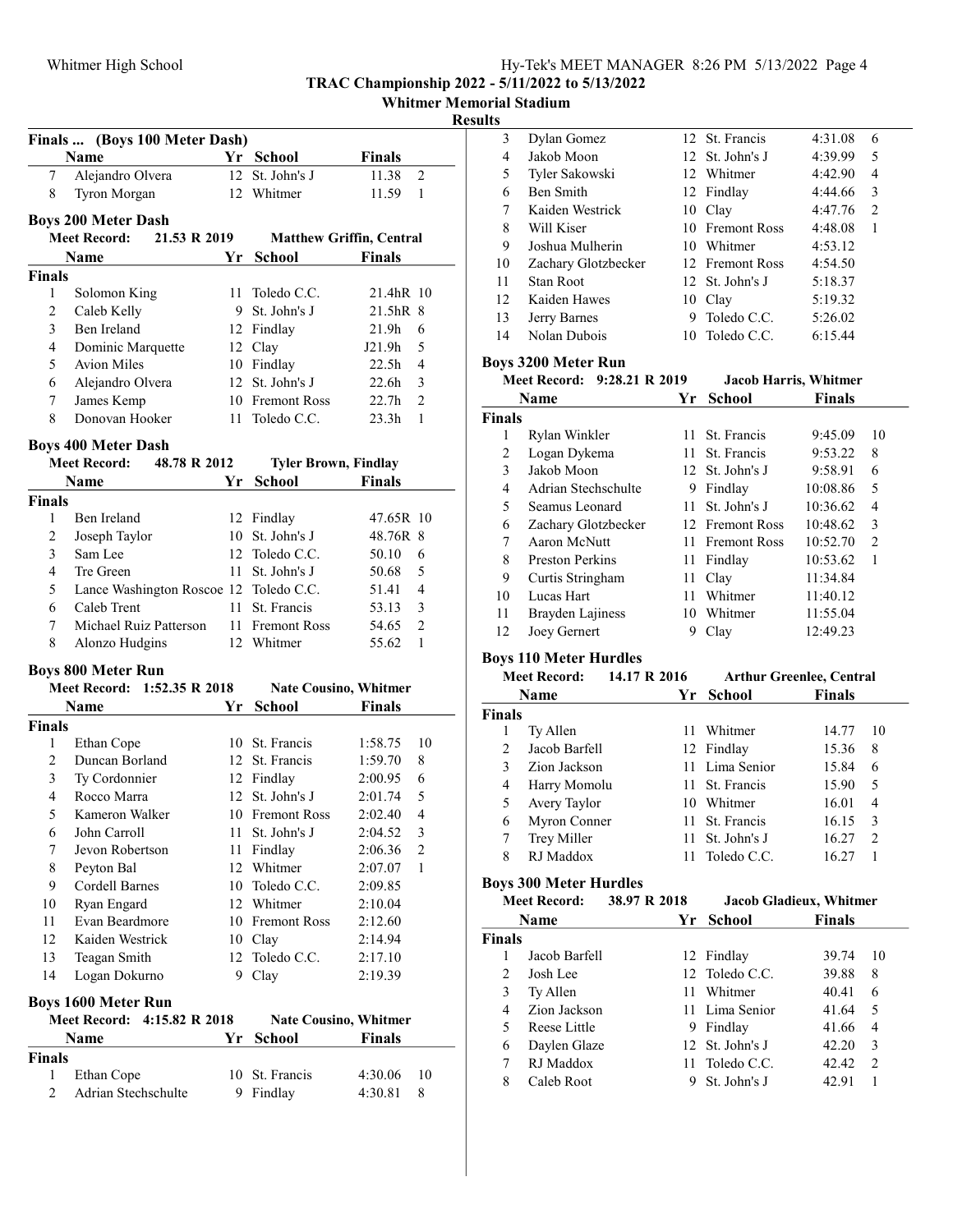## Finals ... (Boys 100 Meter Dash)

| | Name | Yr | School | Finals | |
|---|---|---|---|---|---|
| 7 | Alejandro Olvera | 12 | St. John's J | 11.38 | 2 |
| 8 | Tyron Morgan | 12 | Whitmer | 11.59 | 1 |

## Boys 200 Meter Dash

**Meet Record:** 21.53 R 2019 Matthew Griffin, Central

| | Name | Yr | School | Finals | |
|---|---|---|---|---|---|
| **Finals** | | | | | |
| 1 | Solomon King | 11 | Toledo C.C. | 21.4hR | 10 |
| 2 | Caleb Kelly | 9 | St. John's J | 21.5hR | 8 |
| 3 | Ben Ireland | 12 | Findlay | 21.9h | 6 |
| 4 | Dominic Marquette | 12 | Clay | J21.9h | 5 |
| 5 | Avion Miles | 10 | Findlay | 22.5h | 4 |
| 6 | Alejandro Olvera | 12 | St. John's J | 22.6h | 3 |
| 7 | James Kemp | 10 | Fremont Ross | 22.7h | 2 |
| 8 | Donovan Hooker | 11 | Toledo C.C. | 23.3h | 1 |

## Boys 400 Meter Dash

**Meet Record:** 48.78 R 2012 Tyler Brown, Findlay

| | Name | Yr | School | Finals | |
|---|---|---|---|---|---|
| **Finals** | | | | | |
| 1 | Ben Ireland | 12 | Findlay | 47.65R | 10 |
| 2 | Joseph Taylor | 10 | St. John's J | 48.76R | 8 |
| 3 | Sam Lee | 12 | Toledo C.C. | 50.10 | 6 |
| 4 | Tre Green | 11 | St. John's J | 50.68 | 5 |
| 5 | Lance Washington Roscoe | 12 | Toledo C.C. | 51.41 | 4 |
| 6 | Caleb Trent | 11 | St. Francis | 53.13 | 3 |
| 7 | Michael Ruiz Patterson | 11 | Fremont Ross | 54.65 | 2 |
| 8 | Alonzo Hudgins | 12 | Whitmer | 55.62 | 1 |

## Boys 800 Meter Run

**Meet Record:** 1:52.35 R 2018 Nate Cousino, Whitmer

| | Name | Yr | School | Finals | |
|---|---|---|---|---|---|
| **Finals** | | | | | |
| 1 | Ethan Cope | 10 | St. Francis | 1:58.75 | 10 |
| 2 | Duncan Borland | 12 | St. Francis | 1:59.70 | 8 |
| 3 | Ty Cordonnier | 12 | Findlay | 2:00.95 | 6 |
| 4 | Rocco Marra | 12 | St. John's J | 2:01.74 | 5 |
| 5 | Kameron Walker | 10 | Fremont Ross | 2:02.40 | 4 |
| 6 | John Carroll | 11 | St. John's J | 2:04.52 | 3 |
| 7 | Jevon Robertson | 11 | Findlay | 2:06.36 | 2 |
| 8 | Peyton Bal | 12 | Whitmer | 2:07.07 | 1 |
| 9 | Cordell Barnes | 10 | Toledo C.C. | 2:09.85 | |
| 10 | Ryan Engard | 12 | Whitmer | 2:10.04 | |
| 11 | Evan Beardmore | 10 | Fremont Ross | 2:12.60 | |
| 12 | Kaiden Westrick | 10 | Clay | 2:14.94 | |
| 13 | Teagan Smith | 12 | Toledo C.C. | 2:17.10 | |
| 14 | Logan Dokurno | 9 | Clay | 2:19.39 | |

## Boys 1600 Meter Run

**Meet Record:** 4:15.82 R 2018 Nate Cousino, Whitmer

| | Name | Yr | School | Finals | |
|---|---|---|---|---|---|
| **Finals** | | | | | |
| 1 | Ethan Cope | 10 | St. Francis | 4:30.06 | 10 |
| 2 | Adrian Stechschulte | 9 | Findlay | 4:30.81 | 8 |
| 3 | Dylan Gomez | 12 | St. Francis | 4:31.08 | 6 |
| 4 | Jakob Moon | 12 | St. John's J | 4:39.99 | 5 |
| 5 | Tyler Sakowski | 12 | Whitmer | 4:42.90 | 4 |
| 6 | Ben Smith | 12 | Findlay | 4:44.66 | 3 |
| 7 | Kaiden Westrick | 10 | Clay | 4:47.76 | 2 |
| 8 | Will Kiser | 10 | Fremont Ross | 4:48.08 | 1 |
| 9 | Joshua Mulherin | 10 | Whitmer | 4:53.12 | |
| 10 | Zachary Glotzbecker | 12 | Fremont Ross | 4:54.50 | |
| 11 | Stan Root | 12 | St. John's J | 5:18.37 | |
| 12 | Kaiden Hawes | 10 | Clay | 5:19.32 | |
| 13 | Jerry Barnes | 9 | Toledo C.C. | 5:26.02 | |
| 14 | Nolan Dubois | 10 | Toledo C.C. | 6:15.44 | |

## Boys 3200 Meter Run

**Meet Record:** 9:28.21 R 2019 Jacob Harris, Whitmer

| | Name | Yr | School | Finals | |
|---|---|---|---|---|---|
| **Finals** | | | | | |
| 1 | Rylan Winkler | 11 | St. Francis | 9:45.09 | 10 |
| 2 | Logan Dykema | 11 | St. Francis | 9:53.22 | 8 |
| 3 | Jakob Moon | 12 | St. John's J | 9:58.91 | 6 |
| 4 | Adrian Stechschulte | 9 | Findlay | 10:08.86 | 5 |
| 5 | Seamus Leonard | 11 | St. John's J | 10:36.62 | 4 |
| 6 | Zachary Glotzbecker | 12 | Fremont Ross | 10:48.62 | 3 |
| 7 | Aaron McNutt | 11 | Fremont Ross | 10:52.70 | 2 |
| 8 | Preston Perkins | 11 | Findlay | 10:53.62 | 1 |
| 9 | Curtis Stringham | 11 | Clay | 11:34.84 | |
| 10 | Lucas Hart | 11 | Whitmer | 11:40.12 | |
| 11 | Brayden Lajiness | 10 | Whitmer | 11:55.04 | |
| 12 | Joey Gernert | 9 | Clay | 12:49.23 | |

## Boys 110 Meter Hurdles

**Meet Record:** 14.17 R 2016 Arthur Greenlee, Central

| | Name | Yr | School | Finals | |
|---|---|---|---|---|---|
| **Finals** | | | | | |
| 1 | Ty Allen | 11 | Whitmer | 14.77 | 10 |
| 2 | Jacob Barfell | 12 | Findlay | 15.36 | 8 |
| 3 | Zion Jackson | 11 | Lima Senior | 15.84 | 6 |
| 4 | Harry Momolu | 11 | St. Francis | 15.90 | 5 |
| 5 | Avery Taylor | 10 | Whitmer | 16.01 | 4 |
| 6 | Myron Conner | 11 | St. Francis | 16.15 | 3 |
| 7 | Trey Miller | 11 | St. John's J | 16.27 | 2 |
| 8 | RJ Maddox | 11 | Toledo C.C. | 16.27 | 1 |

## Boys 300 Meter Hurdles

**Meet Record:** 38.97 R 2018 Jacob Gladieux, Whitmer

| | Name | Yr | School | Finals | |
|---|---|---|---|---|---|
| **Finals** | | | | | |
| 1 | Jacob Barfell | 12 | Findlay | 39.74 | 10 |
| 2 | Josh Lee | 12 | Toledo C.C. | 39.88 | 8 |
| 3 | Ty Allen | 11 | Whitmer | 40.41 | 6 |
| 4 | Zion Jackson | 11 | Lima Senior | 41.64 | 5 |
| 5 | Reese Little | 9 | Findlay | 41.66 | 4 |
| 6 | Daylen Glaze | 12 | St. John's J | 42.20 | 3 |
| 7 | RJ Maddox | 11 | Toledo C.C. | 42.42 | 2 |
| 8 | Caleb Root | 9 | St. John's J | 42.91 | 1 |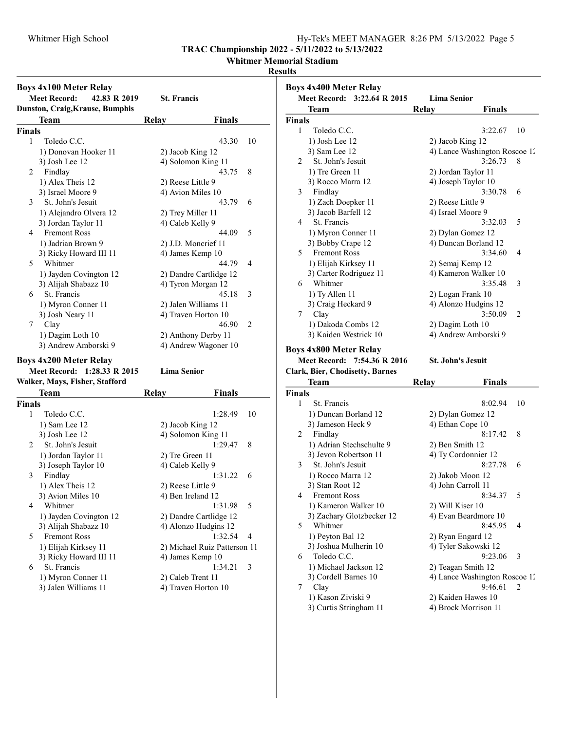Whitmer High School — Hy-Tek's MEET MANAGER 8:26 PM 5/13/2022

**TRAC Championship 2022 - 5/11/2022 to 5/13/2022**

**Whitmer Memorial Stadium**

**Results**

## Boys 4x100 Meter Relay

**Meet Record: 42.83 R 2019 — St. Francis**
**Dunston, Craig,Krause, Bumphis**

| | Team | Relay | Finals | |
|---|---|---|---|---|
| **Finals** | | | | |
| 1 | Toledo C.C. | | 43.30 | 10 |
| | 1) Donovan Hooker 11 | 2) Jacob King 12 | | |
| | 3) Josh Lee 12 | 4) Solomon King 11 | | |
| 2 | Findlay | | 43.75 | 8 |
| | 1) Alex Theis 12 | 2) Reese Little 9 | | |
| | 3) Israel Moore 9 | 4) Avion Miles 10 | | |
| 3 | St. John's Jesuit | | 43.79 | 6 |
| | 1) Alejandro Olvera 12 | 2) Trey Miller 11 | | |
| | 3) Jordan Taylor 11 | 4) Caleb Kelly 9 | | |
| 4 | Fremont Ross | | 44.09 | 5 |
| | 1) Jadrian Brown 9 | 2) J.D. Moncrief 11 | | |
| | 3) Ricky Howard III 11 | 4) James Kemp 10 | | |
| 5 | Whitmer | | 44.79 | 4 |
| | 1) Jayden Covington 12 | 2) Dandre Cartlidge 12 | | |
| | 3) Alijah Shabazz 10 | 4) Tyron Morgan 12 | | |
| 6 | St. Francis | | 45.18 | 3 |
| | 1) Myron Conner 11 | 2) Jalen Williams 11 | | |
| | 3) Josh Neary 11 | 4) Traven Horton 10 | | |
| 7 | Clay | | 46.90 | 2 |
| | 1) Dagim Loth 10 | 2) Anthony Derby 11 | | |
| | 3) Andrew Amborski 9 | 4) Andrew Wagoner 10 | | |

## Boys 4x200 Meter Relay

**Meet Record: 1:28.33 R 2015 — Lima Senior**
**Walker, Mays, Fisher, Stafford**

| | Team | Relay | Finals | |
|---|---|---|---|---|
| **Finals** | | | | |
| 1 | Toledo C.C. | | 1:28.49 | 10 |
| | 1) Sam Lee 12 | 2) Jacob King 12 | | |
| | 3) Josh Lee 12 | 4) Solomon King 11 | | |
| 2 | St. John's Jesuit | | 1:29.47 | 8 |
| | 1) Jordan Taylor 11 | 2) Tre Green 11 | | |
| | 3) Joseph Taylor 10 | 4) Caleb Kelly 9 | | |
| 3 | Findlay | | 1:31.22 | 6 |
| | 1) Alex Theis 12 | 2) Reese Little 9 | | |
| | 3) Avion Miles 10 | 4) Ben Ireland 12 | | |
| 4 | Whitmer | | 1:31.98 | 5 |
| | 1) Jayden Covington 12 | 2) Dandre Cartlidge 12 | | |
| | 3) Alijah Shabazz 10 | 4) Alonzo Hudgins 12 | | |
| 5 | Fremont Ross | | 1:32.54 | 4 |
| | 1) Elijah Kirksey 11 | 2) Michael Ruiz Patterson 11 | | |
| | 3) Ricky Howard III 11 | 4) James Kemp 10 | | |
| 6 | St. Francis | | 1:34.21 | 3 |
| | 1) Myron Conner 11 | 2) Caleb Trent 11 | | |
| | 3) Jalen Williams 11 | 4) Traven Horton 10 | | |

## Boys 4x400 Meter Relay

**Meet Record: 3:22.64 R 2015 — Lima Senior**

| | Team | Relay | Finals | |
|---|---|---|---|---|
| **Finals** | | | | |
| 1 | Toledo C.C. | | 3:22.67 | 10 |
| | 1) Josh Lee 12 | 2) Jacob King 12 | | |
| | 3) Sam Lee 12 | 4) Lance Washington Roscoe 12 | | |
| 2 | St. John's Jesuit | | 3:26.73 | 8 |
| | 1) Tre Green 11 | 2) Jordan Taylor 11 | | |
| | 3) Rocco Marra 12 | 4) Joseph Taylor 10 | | |
| 3 | Findlay | | 3:30.78 | 6 |
| | 1) Zach Doepker 11 | 2) Reese Little 9 | | |
| | 3) Jacob Barfell 12 | 4) Israel Moore 9 | | |
| 4 | St. Francis | | 3:32.03 | 5 |
| | 1) Myron Conner 11 | 2) Dylan Gomez 12 | | |
| | 3) Bobby Crape 12 | 4) Duncan Borland 12 | | |
| 5 | Fremont Ross | | 3:34.60 | 4 |
| | 1) Elijah Kirksey 11 | 2) Semaj Kemp 12 | | |
| | 3) Carter Rodriguez 11 | 4) Kameron Walker 10 | | |
| 6 | Whitmer | | 3:35.48 | 3 |
| | 1) Ty Allen 11 | 2) Logan Frank 10 | | |
| | 3) Craig Heckard 9 | 4) Alonzo Hudgins 12 | | |
| 7 | Clay | | 3:50.09 | 2 |
| | 1) Dakoda Combs 12 | 2) Dagim Loth 10 | | |
| | 3) Kaiden Westrick 10 | 4) Andrew Amborski 9 | | |

## Boys 4x800 Meter Relay

**Meet Record: 7:54.36 R 2016 — St. John's Jesuit**
**Clark, Bier, Chodisetty, Barnes**

| | Team | Relay | Finals | |
|---|---|---|---|---|
| **Finals** | | | | |
| 1 | St. Francis | | 8:02.94 | 10 |
| | 1) Duncan Borland 12 | 2) Dylan Gomez 12 | | |
| | 3) Jameson Heck 9 | 4) Ethan Cope 10 | | |
| 2 | Findlay | | 8:17.42 | 8 |
| | 1) Adrian Stechschulte 9 | 2) Ben Smith 12 | | |
| | 3) Jevon Robertson 11 | 4) Ty Cordonnier 12 | | |
| 3 | St. John's Jesuit | | 8:27.78 | 6 |
| | 1) Rocco Marra 12 | 2) Jakob Moon 12 | | |
| | 3) Stan Root 12 | 4) John Carroll 11 | | |
| 4 | Fremont Ross | | 8:34.37 | 5 |
| | 1) Kameron Walker 10 | 2) Will Kiser 10 | | |
| | 3) Zachary Glotzbecker 12 | 4) Evan Beardmore 10 | | |
| 5 | Whitmer | | 8:45.95 | 4 |
| | 1) Peyton Bal 12 | 2) Ryan Engard 12 | | |
| | 3) Joshua Mulherin 10 | 4) Tyler Sakowski 12 | | |
| 6 | Toledo C.C. | | 9:23.06 | 3 |
| | 1) Michael Jackson 12 | 2) Teagan Smith 12 | | |
| | 3) Cordell Barnes 10 | 4) Lance Washington Roscoe 12 | | |
| 7 | Clay | | 9:46.61 | 2 |
| | 1) Kason Ziviski 9 | 2) Kaiden Hawes 10 | | |
| | 3) Curtis Stringham 11 | 4) Brock Morrison 11 | | |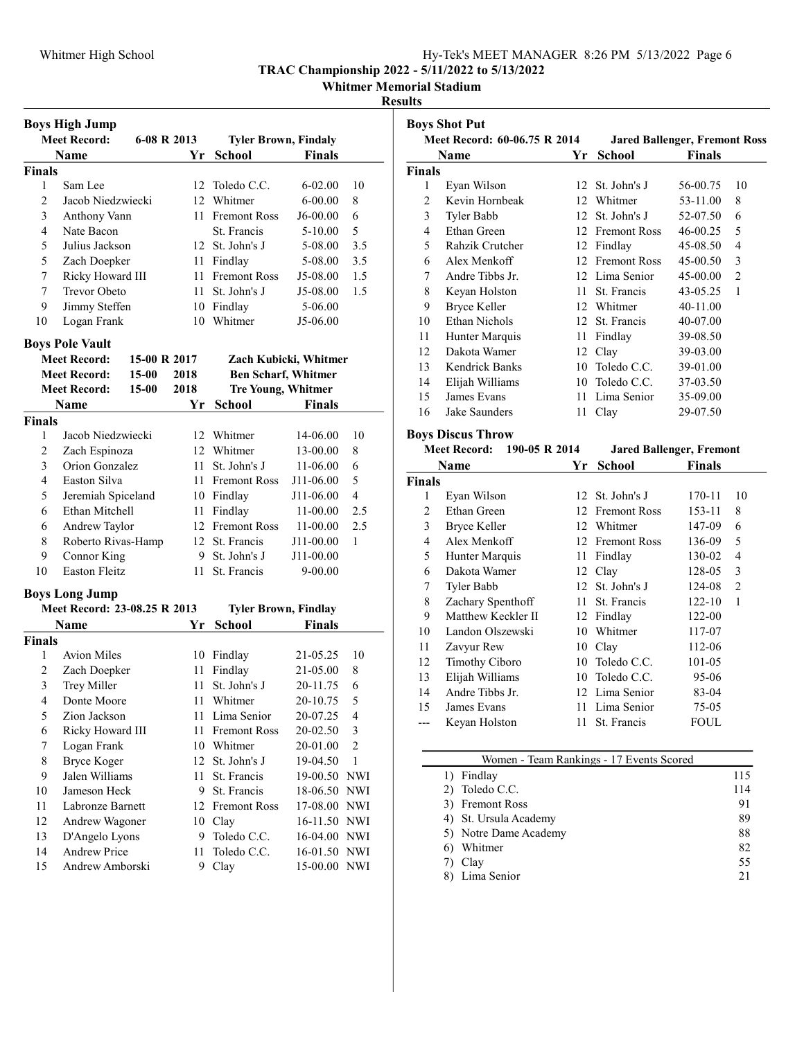# TRAC Championship 2022 - 5/11/2022 to 5/13/2022

**Whitmer Memorial Stadium**

**Results**

## Boys High Jump

**Meet Record:** 6-08 R 2013 — Tyler Brown, Findaly

| | Name | Yr | School | Finals | |
|---|---|---|---|---|---|
| **Finals** | | | | | |
| 1 | Sam Lee | 12 | Toledo C.C. | 6-02.00 | 10 |
| 2 | Jacob Niedzwiecki | 12 | Whitmer | 6-00.00 | 8 |
| 3 | Anthony Vann | 11 | Fremont Ross | J6-00.00 | 6 |
| 4 | Nate Bacon | | St. Francis | 5-10.00 | 5 |
| 5 | Julius Jackson | 12 | St. John's J | 5-08.00 | 3.5 |
| 5 | Zach Doepker | 11 | Findlay | 5-08.00 | 3.5 |
| 7 | Ricky Howard III | 11 | Fremont Ross | J5-08.00 | 1.5 |
| 7 | Trevor Obeto | 11 | St. John's J | J5-08.00 | 1.5 |
| 9 | Jimmy Steffen | 10 | Findlay | 5-06.00 | |
| 10 | Logan Frank | 10 | Whitmer | J5-06.00 | |

## Boys Pole Vault

**Meet Record:** 15-00 R 2017 — Zach Kubicki, Whitmer
**Meet Record:** 15-00 2018 — Ben Scharf, Whitmer
**Meet Record:** 15-00 2018 — Tre Young, Whitmer

| | Name | Yr | School | Finals | |
|---|---|---|---|---|---|
| **Finals** | | | | | |
| 1 | Jacob Niedzwiecki | 12 | Whitmer | 14-06.00 | 10 |
| 2 | Zach Espinoza | 12 | Whitmer | 13-00.00 | 8 |
| 3 | Orion Gonzalez | 11 | St. John's J | 11-06.00 | 6 |
| 4 | Easton Silva | 11 | Fremont Ross | J11-06.00 | 5 |
| 5 | Jeremiah Spiceland | 10 | Findlay | J11-06.00 | 4 |
| 6 | Ethan Mitchell | 11 | Findlay | 11-00.00 | 2.5 |
| 6 | Andrew Taylor | 12 | Fremont Ross | 11-00.00 | 2.5 |
| 8 | Roberto Rivas-Hamp | 12 | St. Francis | J11-00.00 | 1 |
| 9 | Connor King | 9 | St. John's J | J11-00.00 | |
| 10 | Easton Fleitz | 11 | St. Francis | 9-00.00 | |

## Boys Long Jump

**Meet Record:** 23-08.25 R 2013 — Tyler Brown, Findlay

| | Name | Yr | School | Finals | |
|---|---|---|---|---|---|
| **Finals** | | | | | |
| 1 | Avion Miles | 10 | Findlay | 21-05.25 | 10 |
| 2 | Zach Doepker | 11 | Findlay | 21-05.00 | 8 |
| 3 | Trey Miller | 11 | St. John's J | 20-11.75 | 6 |
| 4 | Donte Moore | 11 | Whitmer | 20-10.75 | 5 |
| 5 | Zion Jackson | 11 | Lima Senior | 20-07.25 | 4 |
| 6 | Ricky Howard III | 11 | Fremont Ross | 20-02.50 | 3 |
| 7 | Logan Frank | 10 | Whitmer | 20-01.00 | 2 |
| 8 | Bryce Koger | 12 | St. John's J | 19-04.50 | 1 |
| 9 | Jalen Williams | 11 | St. Francis | 19-00.50 | NWI |
| 10 | Jameson Heck | 9 | St. Francis | 18-06.50 | NWI |
| 11 | Labronze Barnett | 12 | Fremont Ross | 17-08.00 | NWI |
| 12 | Andrew Wagoner | 10 | Clay | 16-11.50 | NWI |
| 13 | D'Angelo Lyons | 9 | Toledo C.C. | 16-04.00 | NWI |
| 14 | Andrew Price | 11 | Toledo C.C. | 16-01.50 | NWI |
| 15 | Andrew Amborski | 9 | Clay | 15-00.00 | NWI |

## Boys Shot Put

**Meet Record:** 60-06.75 R 2014 — Jared Ballenger, Fremont Ross

| | Name | Yr | School | Finals | |
|---|---|---|---|---|---|
| **Finals** | | | | | |
| 1 | Eyan Wilson | 12 | St. John's J | 56-00.75 | 10 |
| 2 | Kevin Hornbeak | 12 | Whitmer | 53-11.00 | 8 |
| 3 | Tyler Babb | 12 | St. John's J | 52-07.50 | 6 |
| 4 | Ethan Green | 12 | Fremont Ross | 46-00.25 | 5 |
| 5 | Rahzik Crutcher | 12 | Findlay | 45-08.50 | 4 |
| 6 | Alex Menkoff | 12 | Fremont Ross | 45-00.50 | 3 |
| 7 | Andre Tibbs Jr. | 12 | Lima Senior | 45-00.00 | 2 |
| 8 | Keyan Holston | 11 | St. Francis | 43-05.25 | 1 |
| 9 | Bryce Keller | 12 | Whitmer | 40-11.00 | |
| 10 | Ethan Nichols | 12 | St. Francis | 40-07.00 | |
| 11 | Hunter Marquis | 11 | Findlay | 39-08.50 | |
| 12 | Dakota Wamer | 12 | Clay | 39-03.00 | |
| 13 | Kendrick Banks | 10 | Toledo C.C. | 39-01.00 | |
| 14 | Elijah Williams | 10 | Toledo C.C. | 37-03.50 | |
| 15 | James Evans | 11 | Lima Senior | 35-09.00 | |
| 16 | Jake Saunders | 11 | Clay | 29-07.50 | |

## Boys Discus Throw

**Meet Record:** 190-05 R 2014 — Jared Ballenger, Fremont

| | Name | Yr | School | Finals | |
|---|---|---|---|---|---|
| **Finals** | | | | | |
| 1 | Eyan Wilson | 12 | St. John's J | 170-11 | 10 |
| 2 | Ethan Green | 12 | Fremont Ross | 153-11 | 8 |
| 3 | Bryce Keller | 12 | Whitmer | 147-09 | 6 |
| 4 | Alex Menkoff | 12 | Fremont Ross | 136-09 | 5 |
| 5 | Hunter Marquis | 11 | Findlay | 130-02 | 4 |
| 6 | Dakota Wamer | 12 | Clay | 128-05 | 3 |
| 7 | Tyler Babb | 12 | St. John's J | 124-08 | 2 |
| 8 | Zachary Spenthoff | 11 | St. Francis | 122-10 | 1 |
| 9 | Matthew Keckler II | 12 | Findlay | 122-00 | |
| 10 | Landon Olszewski | 10 | Whitmer | 117-07 | |
| 11 | Zavyur Rew | 10 | Clay | 112-06 | |
| 12 | Timothy Ciboro | 10 | Toledo C.C. | 101-05 | |
| 13 | Elijah Williams | 10 | Toledo C.C. | 95-06 | |
| 14 | Andre Tibbs Jr. | 12 | Lima Senior | 83-04 | |
| 15 | James Evans | 11 | Lima Senior | 75-05 | |
| --- | Keyan Holston | 11 | St. Francis | FOUL | |

## Women - Team Rankings - 17 Events Scored

| Rank | Team | Points |
|---|---|---|
| 1) | Findlay | 115 |
| 2) | Toledo C.C. | 114 |
| 3) | Fremont Ross | 91 |
| 4) | St. Ursula Academy | 89 |
| 5) | Notre Dame Academy | 88 |
| 6) | Whitmer | 82 |
| 7) | Clay | 55 |
| 8) | Lima Senior | 21 |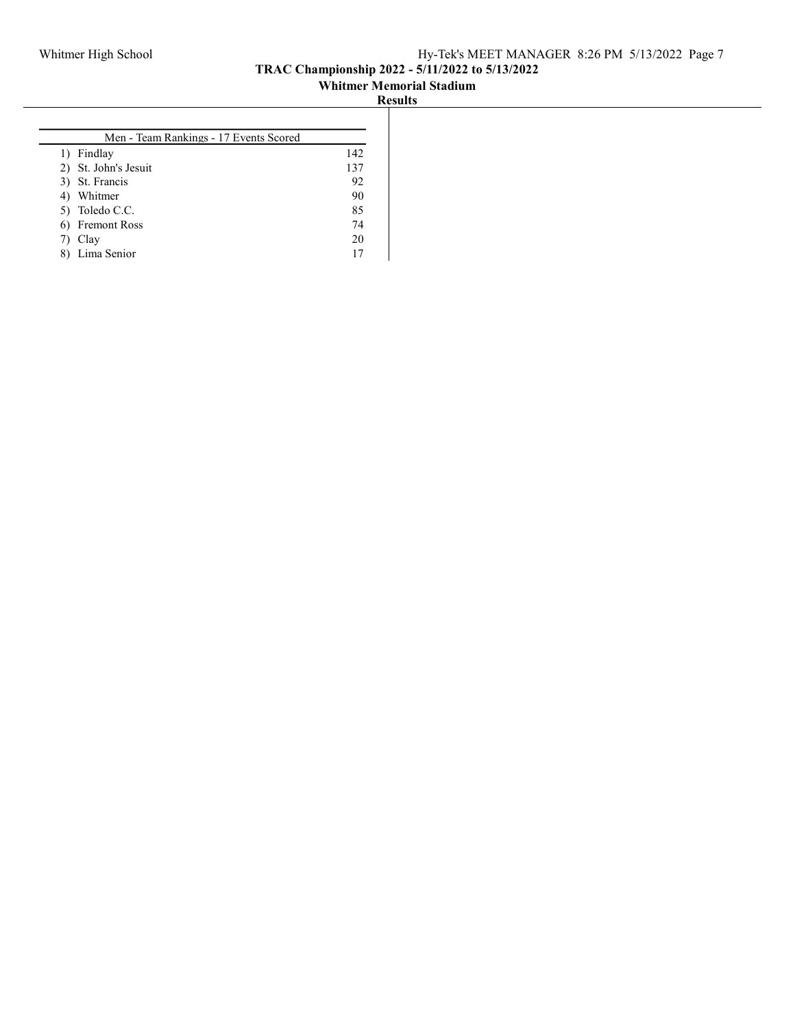## Men - Team Rankings - 17 Events Scored

| | | |
|---|---|---|
| 1) | Findlay | 142 |
| 2) | St. John's Jesuit | 137 |
| 3) | St. Francis | 92 |
| 4) | Whitmer | 90 |
| 5) | Toledo C.C. | 85 |
| 6) | Fremont Ross | 74 |
| 7) | Clay | 20 |
| 8) | Lima Senior | 17 |